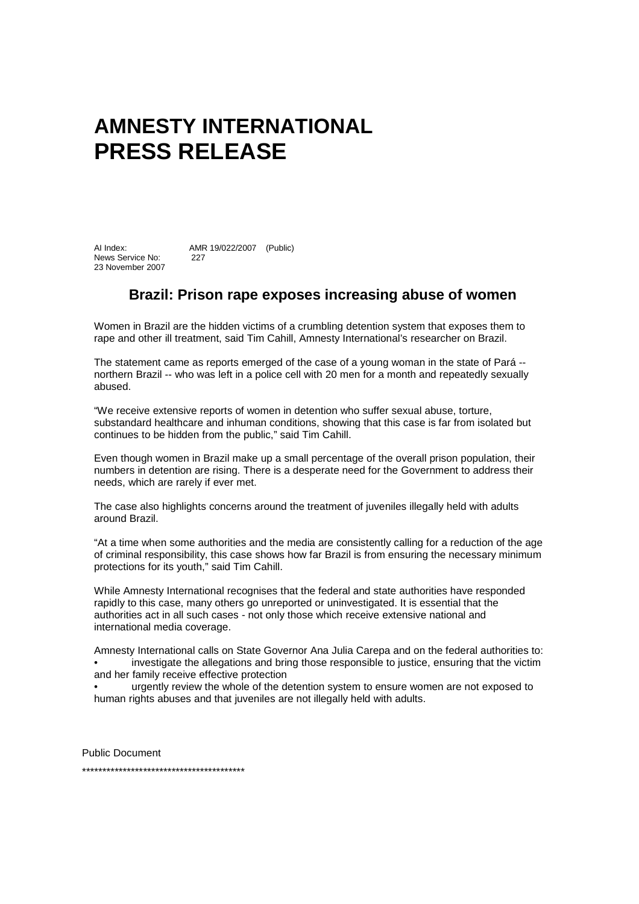# AMNESTY INTERNATIONAL PRESS RELEASE

AI Index: AMR 19/022/2007 (Public)
News Service No: 227
23 November 2007

## Brazil: Prison rape exposes increasing abuse of women

Women in Brazil are the hidden victims of a crumbling detention system that exposes them to rape and other ill treatment, said Tim Cahill, Amnesty International's researcher on Brazil.

The statement came as reports emerged of the case of a young woman in the state of Pará -- northern Brazil -- who was left in a police cell with 20 men for a month and repeatedly sexually abused.

"We receive extensive reports of women in detention who suffer sexual abuse, torture, substandard healthcare and inhuman conditions, showing that this case is far from isolated but continues to be hidden from the public," said Tim Cahill.

Even though women in Brazil make up a small percentage of the overall prison population, their numbers in detention are rising. There is a desperate need for the Government to address their needs, which are rarely if ever met.

The case also highlights concerns around the treatment of juveniles illegally held with adults around Brazil.

"At a time when some authorities and the media are consistently calling for a reduction of the age of criminal responsibility, this case shows how far Brazil is from ensuring the necessary minimum protections for its youth," said Tim Cahill.

While Amnesty International recognises that the federal and state authorities have responded rapidly to this case, many others go unreported or uninvestigated. It is essential that the authorities act in all such cases - not only those which receive extensive national and international media coverage.

Amnesty International calls on State Governor Ana Julia Carepa and on the federal authorities to:

- investigate the allegations and bring those responsible to justice, ensuring that the victim and her family receive effective protection
- urgently review the whole of the detention system to ensure women are not exposed to human rights abuses and that juveniles are not illegally held with adults.

Public Document

****************************************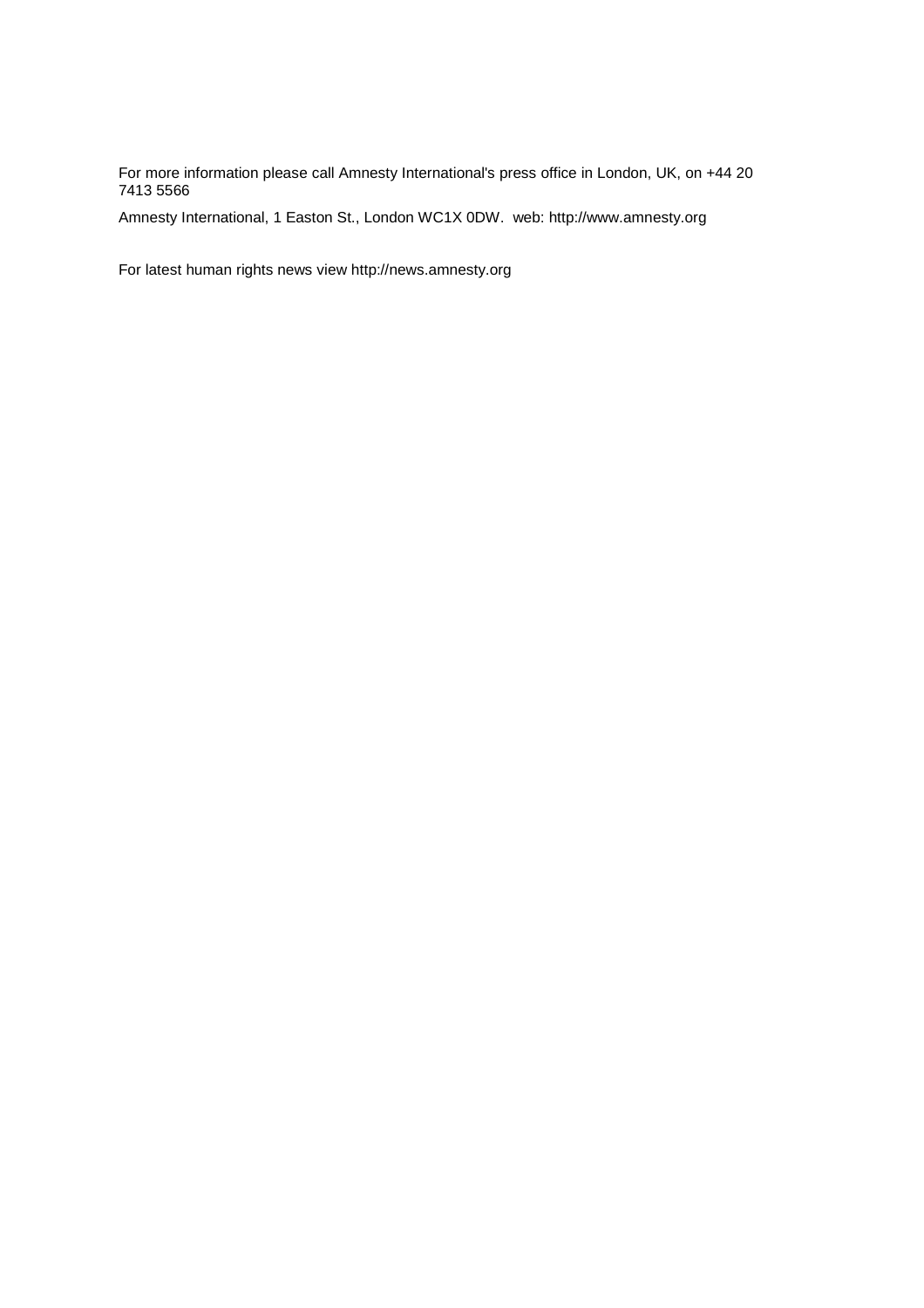For more information please call Amnesty International's press office in London, UK, on +44 20 7413 5566

Amnesty International, 1 Easton St., London WC1X 0DW. web: http://www.amnesty.org

For latest human rights news view http://news.amnesty.org